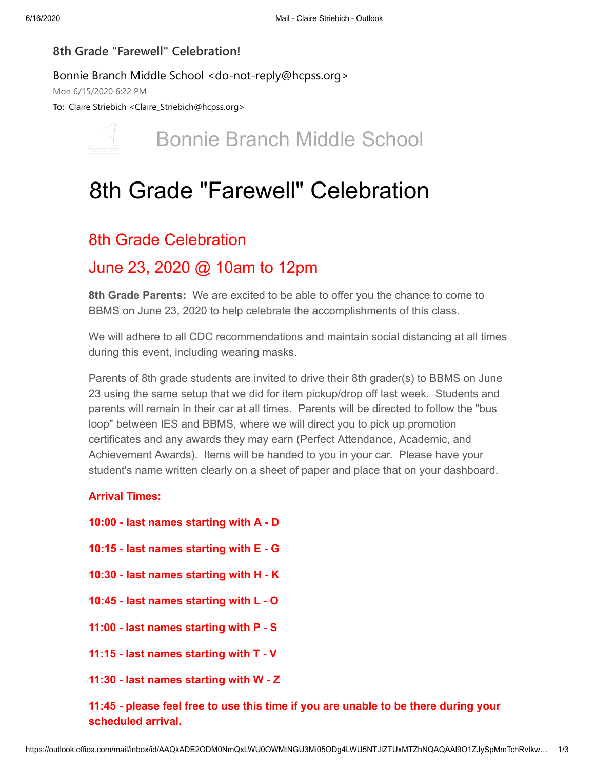**8th Grade "Farewell" Celebration!**

Bonnie Branch Middle School <do-not-reply@hcpss.org>

Mon 6/15/2020 6:22 PM

**To:** Claire Striebich <Claire_Striebich@hcpss.org>

Bonnie Branch Middle School

# 8th Grade "Farewell" Celebration

## 8th Grade Celebration

## June 23, 2020 @ 10am to 12pm

**8th Grade Parents:** We are excited to be able to offer you the chance to come to BBMS on June 23, 2020 to help celebrate the accomplishments of this class.

We will adhere to all CDC recommendations and maintain social distancing at all times during this event, including wearing masks.

Parents of 8th grade students are invited to drive their 8th grader(s) to BBMS on June 23 using the same setup that we did for item pickup/drop off last week. Students and parents will remain in their car at all times. Parents will be directed to follow the "bus loop" between IES and BBMS, where we will direct you to pick up promotion certificates and any awards they may earn (Perfect Attendance, Academic, and Achievement Awards). Items will be handed to you in your car. Please have your student's name written clearly on a sheet of paper and place that on your dashboard.

**Arrival Times:**

**10:00 - last names starting with A - D**

**10:15 - last names starting with E - G**

**10:30 - last names starting with H - K**

**10:45 - last names starting with L - O**

**11:00 - last names starting with P - S**

**11:15 - last names starting with T - V**

**11:30 - last names starting with W - Z**

**11:45 - please feel free to use this time if you are unable to be there during your scheduled arrival.**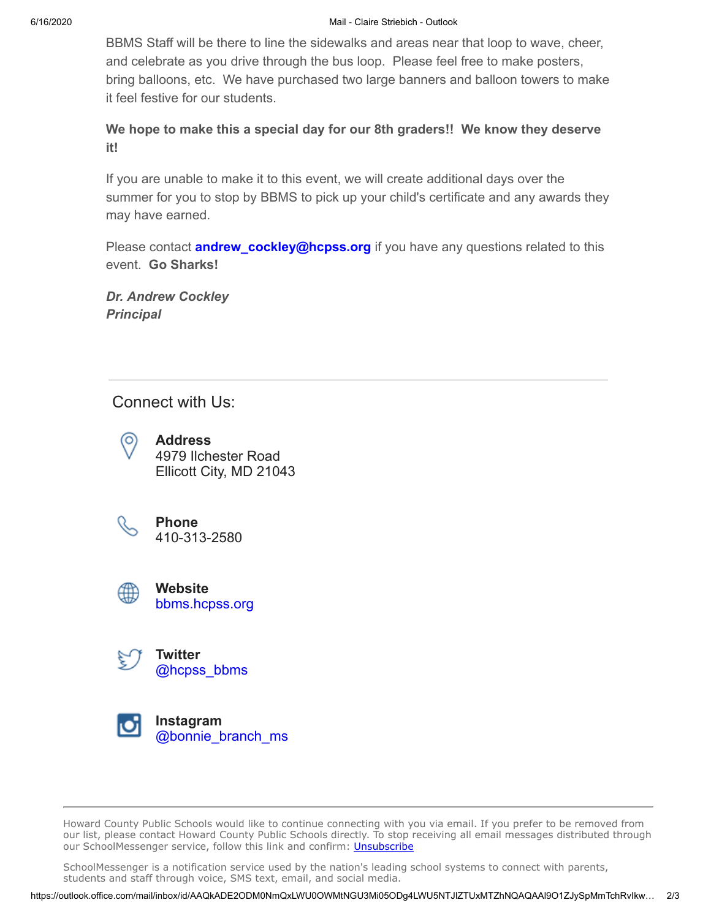BBMS Staff will be there to line the sidewalks and areas near that loop to wave, cheer, and celebrate as you drive through the bus loop.  Please feel free to make posters, bring balloons, etc.  We have purchased two large banners and balloon towers to make it feel festive for our students.

**We hope to make this a special day for our 8th graders!!  We know they deserve it!**

If you are unable to make it to this event, we will create additional days over the summer for you to stop by BBMS to pick up your child's certificate and any awards they may have earned.

Please contact **andrew_cockley@hcpss.org** if you have any questions related to this event.  **Go Sharks!**

***Dr. Andrew Cockley***
***Principal***

---

Connect with Us:

**Address**
4979 Ilchester Road
Ellicott City, MD 21043

**Phone**
410-313-2580

**Website**
bbms.hcpss.org

**Twitter**
@hcpss_bbms

**Instagram**
@bonnie_branch_ms

---

Howard County Public Schools would like to continue connecting with you via email. If you prefer to be removed from our list, please contact Howard County Public Schools directly. To stop receiving all email messages distributed through our SchoolMessenger service, follow this link and confirm: Unsubscribe

SchoolMessenger is a notification service used by the nation's leading school systems to connect with parents, students and staff through voice, SMS text, email, and social media.